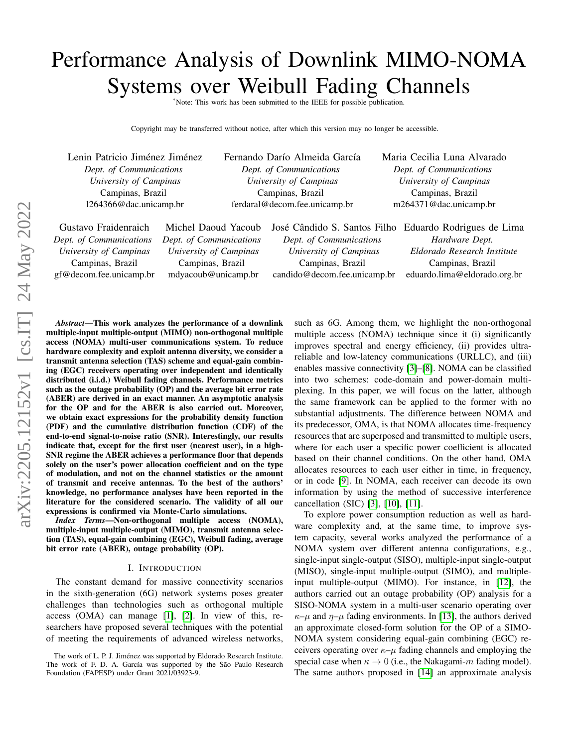# Performance Analysis of Downlink MIMO-NOMA Systems over Weibull Fading Channels

*Note: This work has been submitted to the IEEE for possible publication.

Copyright may be transferred without notice, after which this version may no longer be accessible.

Lenin Patricio Jiménez Jiménez
*Dept. of Communications*
*University of Campinas*
Campinas, Brazil
l264366@dac.unicamp.br

Fernando Darío Almeida García
*Dept. of Communications*
*University of Campinas*
Campinas, Brazil
ferdaral@decom.fee.unicamp.br

Maria Cecilia Luna Alvarado
*Dept. of Communications*
*University of Campinas*
Campinas, Brazil
m264371@dac.unicamp.br

Gustavo Fraidenraich
*Dept. of Communications*
*University of Campinas*
Campinas, Brazil
gf@decom.fee.unicamp.br

Michel Daoud Yacoub
*Dept. of Communications*
*University of Campinas*
Campinas, Brazil
mdyacoub@unicamp.br

José Cândido S. Santos Filho
*Dept. of Communications*
*University of Campinas*
Campinas, Brazil
candido@decom.fee.unicamp.br

Eduardo Rodrigues de Lima
*Hardware Dept.*
*Eldorado Research Institute*
Campinas, Brazil
eduardo.lima@eldorado.org.br

***Abstract*—This work analyzes the performance of a downlink multiple-input multiple-output (MIMO) non-orthogonal multiple access (NOMA) multi-user communications system. To reduce hardware complexity and exploit antenna diversity, we consider a transmit antenna selection (TAS) scheme and equal-gain combining (EGC) receivers operating over independent and identically distributed (i.i.d.) Weibull fading channels. Performance metrics such as the outage probability (OP) and the average bit error rate (ABER) are derived in an exact manner. An asymptotic analysis for the OP and for the ABER is also carried out. Moreover, we obtain exact expressions for the probability density function (PDF) and the cumulative distribution function (CDF) of the end-to-end signal-to-noise ratio (SNR). Interestingly, our results indicate that, except for the first user (nearest user), in a high-SNR regime the ABER achieves a performance floor that depends solely on the user's power allocation coefficient and on the type of modulation, and not on the channel statistics or the amount of transmit and receive antennas. To the best of the authors' knowledge, no performance analyses have been reported in the literature for the considered scenario. The validity of all our expressions is confirmed via Monte-Carlo simulations.**

***Index Terms*—Non-orthogonal multiple access (NOMA), multiple-input multiple-output (MIMO), transmit antenna selection (TAS), equal-gain combining (EGC), Weibull fading, average bit error rate (ABER), outage probability (OP).**

## I. Introduction

The constant demand for massive connectivity scenarios in the sixth-generation (6G) network systems poses greater challenges than technologies such as orthogonal multiple access (OMA) can manage [1], [2]. In view of this, researchers have proposed several techniques with the potential of meeting the requirements of advanced wireless networks, such as 6G. Among them, we highlight the non-orthogonal multiple access (NOMA) technique since it (i) significantly improves spectral and energy efficiency, (ii) provides ultra-reliable and low-latency communications (URLLC), and (iii) enables massive connectivity [3]–[8]. NOMA can be classified into two schemes: code-domain and power-domain multiplexing. In this paper, we will focus on the latter, although the same framework can be applied to the former with no substantial adjustments. The difference between NOMA and its predecessor, OMA, is that NOMA allocates time-frequency resources that are superposed and transmitted to multiple users, where for each user a specific power coefficient is allocated based on their channel conditions. On the other hand, OMA allocates resources to each user either in time, in frequency, or in code [9]. In NOMA, each receiver can decode its own information by using the method of successive interference cancellation (SIC) [3], [10], [11].

To explore power consumption reduction as well as hardware complexity and, at the same time, to improve system capacity, several works analyzed the performance of a NOMA system over different antenna configurations, e.g., single-input single-output (SISO), multiple-input single-output (MISO), single-input multiple-output (SIMO), and multiple-input multiple-output (MIMO). For instance, in [12], the authors carried out an outage probability (OP) analysis for a SISO-NOMA system in a multi-user scenario operating over $\kappa$–$\mu$ and $\eta$–$\mu$ fading environments. In [13], the authors derived an approximate closed-form solution for the OP of a SIMO-NOMA system considering equal-gain combining (EGC) receivers operating over $\kappa$–$\mu$ fading channels and employing the special case when $\kappa \to 0$ (i.e., the Nakagami-$m$ fading model). The same authors proposed in [14] an approximate analysis

The work of L. P. J. Jiménez was supported by Eldorado Research Institute. The work of F. D. A. García was supported by the São Paulo Research Foundation (FAPESP) under Grant 2021/03923-9.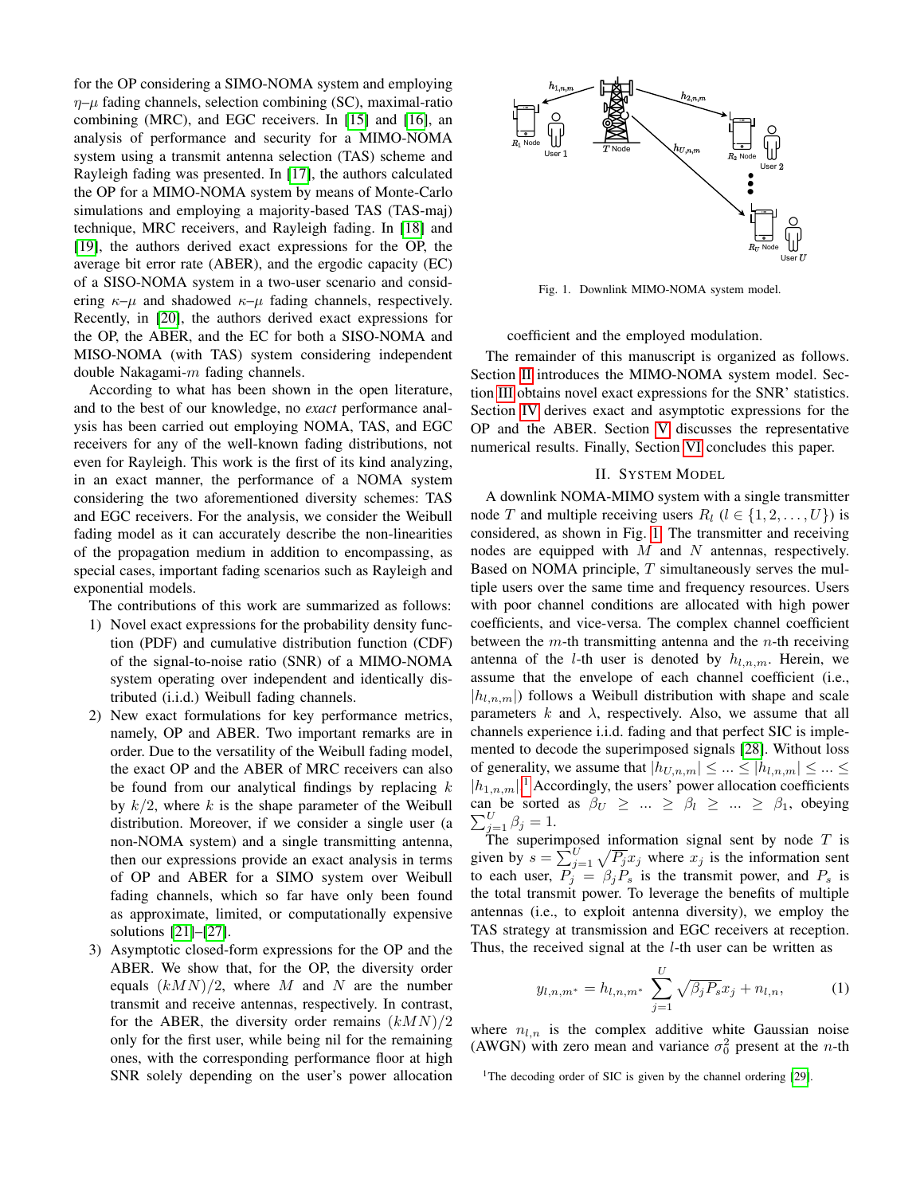for the OP considering a SIMO-NOMA system and employing $\eta$–$\mu$ fading channels, selection combining (SC), maximal-ratio combining (MRC), and EGC receivers. In [15] and [16], an analysis of performance and security for a MIMO-NOMA system using a transmit antenna selection (TAS) scheme and Rayleigh fading was presented. In [17], the authors calculated the OP for a MIMO-NOMA system by means of Monte-Carlo simulations and employing a majority-based TAS (TAS-maj) technique, MRC receivers, and Rayleigh fading. In [18] and [19], the authors derived exact expressions for the OP, the average bit error rate (ABER), and the ergodic capacity (EC) of a SISO-NOMA system in a two-user scenario and considering $\kappa$–$\mu$ and shadowed $\kappa$–$\mu$ fading channels, respectively. Recently, in [20], the authors derived exact expressions for the OP, the ABER, and the EC for both a SISO-NOMA and MISO-NOMA (with TAS) system considering independent double Nakagami-$m$ fading channels.

According to what has been shown in the open literature, and to the best of our knowledge, no *exact* performance analysis has been carried out employing NOMA, TAS, and EGC receivers for any of the well-known fading distributions, not even for Rayleigh. This work is the first of its kind analyzing, in an exact manner, the performance of a NOMA system considering the two aforementioned diversity schemes: TAS and EGC receivers. For the analysis, we consider the Weibull fading model as it can accurately describe the non-linearities of the propagation medium in addition to encompassing, as special cases, important fading scenarios such as Rayleigh and exponential models.

The contributions of this work are summarized as follows:

1) Novel exact expressions for the probability density function (PDF) and cumulative distribution function (CDF) of the signal-to-noise ratio (SNR) of a MIMO-NOMA system operating over independent and identically distributed (i.i.d.) Weibull fading channels.
2) New exact formulations for key performance metrics, namely, OP and ABER. Two important remarks are in order. Due to the versatility of the Weibull fading model, the exact OP and the ABER of MRC receivers can also be found from our analytical findings by replacing $k$ by $k/2$, where $k$ is the shape parameter of the Weibull distribution. Moreover, if we consider a single user (a non-NOMA system) and a single transmitting antenna, then our expressions provide an exact analysis in terms of OP and ABER for a SIMO system over Weibull fading channels, which so far have only been found as approximate, limited, or computationally expensive solutions [21]–[27].
3) Asymptotic closed-form expressions for the OP and the ABER. We show that, for the OP, the diversity order equals $(kMN)/2$, where $M$ and $N$ are the number transmit and receive antennas, respectively. In contrast, for the ABER, the diversity order remains $(kMN)/2$ only for the first user, while being nil for the remaining ones, with the corresponding performance floor at high SNR solely depending on the user's power allocation coefficient and the employed modulation.

Fig. 1. Downlink MIMO-NOMA system model.

The remainder of this manuscript is organized as follows. Section II introduces the MIMO-NOMA system model. Section III obtains novel exact expressions for the SNR' statistics. Section IV derives exact and asymptotic expressions for the OP and the ABER. Section V discusses the representative numerical results. Finally, Section VI concludes this paper.

## II. System Model

A downlink NOMA-MIMO system with a single transmitter node $T$ and multiple receiving users $R_l$ ($l \in \{1, 2, \ldots, U\}$) is considered, as shown in Fig. 1. The transmitter and receiving nodes are equipped with $M$ and $N$ antennas, respectively. Based on NOMA principle, $T$ simultaneously serves the multiple users over the same time and frequency resources. Users with poor channel conditions are allocated with high power coefficients, and vice-versa. The complex channel coefficient between the $m$-th transmitting antenna and the $n$-th receiving antenna of the $l$-th user is denoted by $h_{l,n,m}$. Herein, we assume that the envelope of each channel coefficient (i.e., $|h_{l,n,m}|$) follows a Weibull distribution with shape and scale parameters $k$ and $\lambda$, respectively. Also, we assume that all channels experience i.i.d. fading and that perfect SIC is implemented to decode the superimposed signals [28]. Without loss of generality, we assume that $|h_{U,n,m}| \leq \ldots \leq |h_{l,n,m}| \leq \ldots \leq |h_{1,n,m}|$.[1] Accordingly, the users' power allocation coefficients can be sorted as $\beta_U \geq \ldots \geq \beta_l \geq \ldots \geq \beta_1$, obeying $\sum_{j=1}^{U} \beta_j = 1$.

The superimposed information signal sent by node $T$ is given by $s = \sum_{j=1}^{U} \sqrt{P_j} x_j$ where $x_j$ is the information sent to each user, $P_j = \beta_j P_s$ is the transmit power, and $P_s$ is the total transmit power. To leverage the benefits of multiple antennas (i.e., to exploit antenna diversity), we employ the TAS strategy at transmission and EGC receivers at reception. Thus, the received signal at the $l$-th user can be written as

$$y_{l,n,m^*} = h_{l,n,m^*} \sum_{j=1}^{U} \sqrt{\beta_j P_s} x_j + n_{l,n}, \tag{1}$$

where $n_{l,n}$ is the complex additive white Gaussian noise (AWGN) with zero mean and variance $\sigma_0^2$ present at the $n$-th

[1] The decoding order of SIC is given by the channel ordering [29].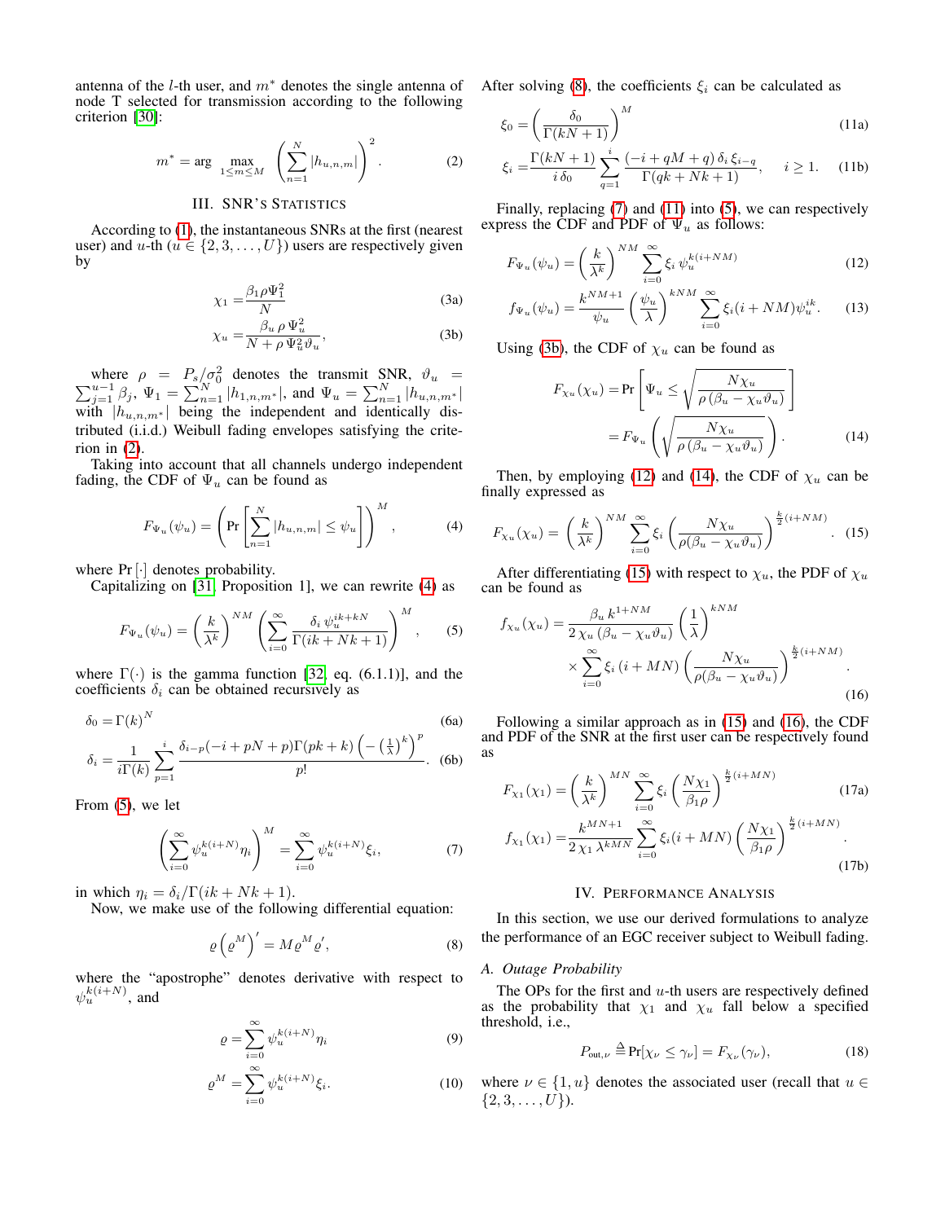antenna of the $l$-th user, and $m^*$ denotes the single antenna of node T selected for transmission according to the following criterion [30]:

$$m^* = \arg \max_{1 \leq m \leq M} \left( \sum_{n=1}^{N} |h_{u,n,m}| \right)^2. \tag{2}$$

## III. SNR's Statistics

According to (1), the instantaneous SNRs at the first (nearest user) and $u$-th ($u \in \{2, 3, \ldots, U\}$) users are respectively given by

$$\chi_1 = \frac{\beta_1 \rho \Psi_1^2}{N} \tag{3a}$$

$$\chi_u = \frac{\beta_u \, \rho \, \Psi_u^2}{N + \rho \, \Psi_u^2 \vartheta_u}, \tag{3b}$$

where $\rho = P_s/\sigma_0^2$ denotes the transmit SNR, $\vartheta_u = \sum_{j=1}^{u-1} \beta_j$, $\Psi_1 = \sum_{n=1}^{N} |h_{1,n,m^*}|$, and $\Psi_u = \sum_{n=1}^{N} |h_{u,n,m^*}|$ with $|h_{u,n,m^*}|$ being the independent and identically distributed (i.i.d.) Weibull fading envelopes satisfying the criterion in (2).

Taking into account that all channels undergo independent fading, the CDF of $\Psi_u$ can be found as

$$F_{\Psi_u}(\psi_u) = \left( \Pr \left[ \sum_{n=1}^{N} |h_{u,n,m}| \leq \psi_u \right] \right)^M, \tag{4}$$

where $\Pr[\cdot]$ denotes probability.

Capitalizing on [31, Proposition 1], we can rewrite (4) as

$$F_{\Psi_u}(\psi_u) = \left( \frac{k}{\lambda^k} \right)^{NM} \left( \sum_{i=0}^{\infty} \frac{\delta_i \, \psi_u^{ik+kN}}{\Gamma(ik + Nk + 1)} \right)^M, \tag{5}$$

where $\Gamma(\cdot)$ is the gamma function [32, eq. (6.1.1)], and the coefficients $\delta_i$ can be obtained recursively as

$$\delta_0 = \Gamma(k)^N \tag{6a}$$

$$\delta_i = \frac{1}{i\Gamma(k)} \sum_{p=1}^{i} \frac{\delta_{i-p}(-i + pN + p)\Gamma(pk + k) \left( -\left(\frac{1}{\lambda}\right)^k \right)^p}{p!}. \tag{6b}$$

From (5), we let

$$\left( \sum_{i=0}^{\infty} \psi_u^{k(i+N)} \eta_i \right)^M = \sum_{i=0}^{\infty} \psi_u^{k(i+N)} \xi_i, \tag{7}$$

in which $\eta_i = \delta_i / \Gamma(ik + Nk + 1)$.

Now, we make use of the following differential equation:

$$\varrho \left( \varrho^M \right)' = M \varrho^M \varrho', \tag{8}$$

where the "apostrophe" denotes derivative with respect to $\psi_u^{k(i+N)}$, and

$$\varrho = \sum_{i=0}^{\infty} \psi_u^{k(i+N)} \eta_i \tag{9}$$

$$\varrho^M = \sum_{i=0}^{\infty} \psi_u^{k(i+N)} \xi_i. \tag{10}$$

After solving (8), the coefficients $\xi_i$ can be calculated as

$$\xi_0 = \left( \frac{\delta_0}{\Gamma(kN + 1)} \right)^M \tag{11a}$$

$$\xi_i = \frac{\Gamma(kN + 1)}{i \, \delta_0} \sum_{q=1}^{i} \frac{(-i + qM + q) \, \delta_i \, \xi_{i-q}}{\Gamma(qk + Nk + 1)}, \quad i \geq 1. \tag{11b}$$

Finally, replacing (7) and (11) into (5), we can respectively express the CDF and PDF of $\Psi_u$ as follows:

$$F_{\Psi_u}(\psi_u) = \left( \frac{k}{\lambda^k} \right)^{NM} \sum_{i=0}^{\infty} \xi_i \, \psi_u^{k(i+NM)} \tag{12}$$

$$f_{\Psi_u}(\psi_u) = \frac{k^{NM+1}}{\psi_u} \left( \frac{\psi_u}{\lambda} \right)^{kNM} \sum_{i=0}^{\infty} \xi_i (i + NM) \psi_u^{ik}. \tag{13}$$

Using (3b), the CDF of $\chi_u$ can be found as

$$\begin{aligned} F_{\chi_u}(\chi_u) &= \Pr \left[ \Psi_u \leq \sqrt{\frac{N\chi_u}{\rho \left( \beta_u - \chi_u \vartheta_u \right)}} \right] \\ &= F_{\Psi_u} \left( \sqrt{\frac{N\chi_u}{\rho \left( \beta_u - \chi_u \vartheta_u \right)}} \right). \end{aligned} \tag{14}$$

Then, by employing (12) and (14), the CDF of $\chi_u$ can be finally expressed as

$$F_{\chi_u}(\chi_u) = \left( \frac{k}{\lambda^k} \right)^{NM} \sum_{i=0}^{\infty} \xi_i \left( \frac{N\chi_u}{\rho(\beta_u - \chi_u \vartheta_u)} \right)^{\frac{k}{2}(i+NM)}. \tag{15}$$

After differentiating (15) with respect to $\chi_u$, the PDF of $\chi_u$ can be found as

$$\begin{aligned} f_{\chi_u}(\chi_u) = & \frac{\beta_u \, k^{1+NM}}{2 \, \chi_u \left( \beta_u - \chi_u \vartheta_u \right)} \left( \frac{1}{\lambda} \right)^{kNM} \\ & \times \sum_{i=0}^{\infty} \xi_i \left( i + MN \right) \left( \frac{N\chi_u}{\rho(\beta_u - \chi_u \vartheta_u)} \right)^{\frac{k}{2}(i+NM)}. \end{aligned} \tag{16}$$

Following a similar approach as in (15) and (16), the CDF and PDF of the SNR at the first user can be respectively found as

$$F_{\chi_1}(\chi_1) = \left( \frac{k}{\lambda^k} \right)^{MN} \sum_{i=0}^{\infty} \xi_i \left( \frac{N\chi_1}{\beta_1 \rho} \right)^{\frac{k}{2}(i+MN)} \tag{17a}$$

$$f_{\chi_1}(\chi_1) = \frac{k^{MN+1}}{2 \, \chi_1 \, \lambda^{kMN}} \sum_{i=0}^{\infty} \xi_i (i + MN) \left( \frac{N\chi_1}{\beta_1 \rho} \right)^{\frac{k}{2}(i+MN)}. \tag{17b}$$

## IV. Performance Analysis

In this section, we use our derived formulations to analyze the performance of an EGC receiver subject to Weibull fading.

### A. Outage Probability

The OPs for the first and $u$-th users are respectively defined as the probability that $\chi_1$ and $\chi_u$ fall below a specified threshold, i.e.,

$$P_{\text{out},\nu} \triangleq \Pr[\chi_\nu \leq \gamma_\nu] = F_{\chi_\nu}(\gamma_\nu), \tag{18}$$

where $\nu \in \{1, u\}$ denotes the associated user (recall that $u \in \{2, 3, \ldots, U\}$).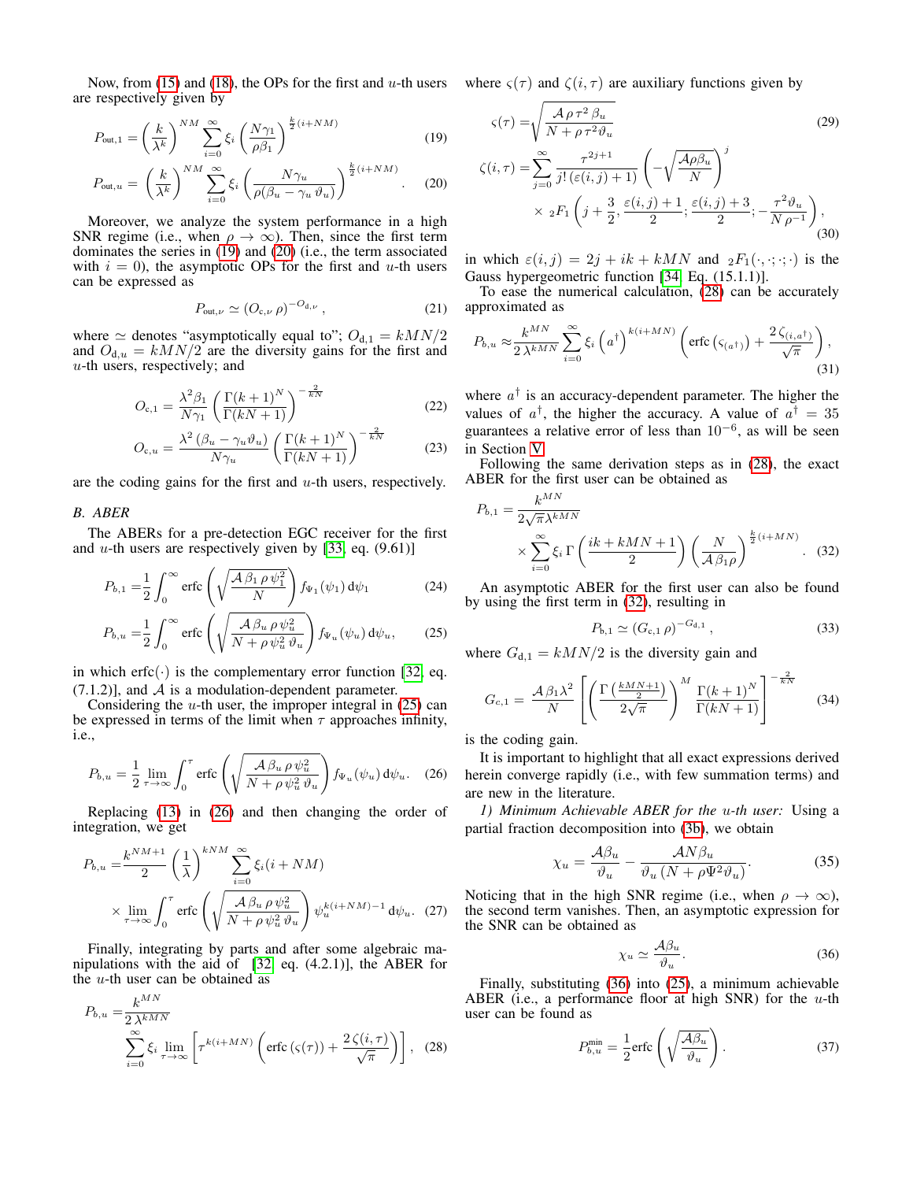Now, from (15) and (18), the OPs for the first and $u$-th users are respectively given by

$$P_{\text{out},1} = \left(\frac{k}{\lambda^k}\right)^{NM} \sum_{i=0}^{\infty} \xi_i \left(\frac{N\gamma_1}{\rho\beta_1}\right)^{\frac{k}{2}(i+NM)} \tag{19}$$

$$P_{\text{out},u} = \left(\frac{k}{\lambda^k}\right)^{NM} \sum_{i=0}^{\infty} \xi_i \left(\frac{N\gamma_u}{\rho(\beta_u - \gamma_u\,\vartheta_u)}\right)^{\frac{k}{2}(i+NM)}. \tag{20}$$

Moreover, we analyze the system performance in a high SNR regime (i.e., when $\rho \to \infty$). Then, since the first term dominates the series in (19) and (20) (i.e., the term associated with $i=0$), the asymptotic OPs for the first and $u$-th users can be expressed as

$$P_{\text{out},\nu} \simeq (O_{\text{c},\nu}\,\rho)^{-O_{\text{d},\nu}}, \tag{21}$$

where $\simeq$ denotes "asymptotically equal to"; $O_{\text{d},1} = kMN/2$ and $O_{\text{d},u} = kMN/2$ are the diversity gains for the first and $u$-th users, respectively; and

$$O_{\text{c},1} = \frac{\lambda^2\beta_1}{N\gamma_1}\left(\frac{\Gamma(k+1)^N}{\Gamma(kN+1)}\right)^{-\frac{2}{kN}} \tag{22}$$

$$O_{\text{c},u} = \frac{\lambda^2\,(\beta_u - \gamma_u\vartheta_u)}{N\gamma_u}\left(\frac{\Gamma(k+1)^N}{\Gamma(kN+1)}\right)^{-\frac{2}{kN}} \tag{23}$$

are the coding gains for the first and $u$-th users, respectively.

### B. ABER

The ABERs for a pre-detection EGC receiver for the first and $u$-th users are respectively given by [33, eq. (9.61)]

$$P_{b,1} = \frac{1}{2}\int_0^{\infty} \text{erfc}\left(\sqrt{\frac{\mathcal{A}\,\beta_1\,\rho\,\psi_1^2}{N}}\right) f_{\Psi_1}(\psi_1)\,\mathrm{d}\psi_1 \tag{24}$$

$$P_{b,u} = \frac{1}{2}\int_0^{\infty} \text{erfc}\left(\sqrt{\frac{\mathcal{A}\,\beta_u\,\rho\,\psi_u^2}{N+\rho\,\psi_u^2\,\vartheta_u}}\right) f_{\Psi_u}(\psi_u)\,\mathrm{d}\psi_u, \tag{25}$$

in which $\text{erfc}(\cdot)$ is the complementary error function [32, eq. (7.1.2)], and $\mathcal{A}$ is a modulation-dependent parameter.

Considering the $u$-th user, the improper integral in (25) can be expressed in terms of the limit when $\tau$ approaches infinity, i.e.,

$$P_{b,u} = \frac{1}{2}\lim_{\tau\to\infty}\int_0^{\tau} \text{erfc}\left(\sqrt{\frac{\mathcal{A}\,\beta_u\,\rho\,\psi_u^2}{N+\rho\,\psi_u^2\,\vartheta_u}}\right) f_{\Psi_u}(\psi_u)\,\mathrm{d}\psi_u. \tag{26}$$

Replacing (13) in (26) and then changing the order of integration, we get

$$P_{b,u} = \frac{k^{NM+1}}{2}\left(\frac{1}{\lambda}\right)^{kNM}\sum_{i=0}^{\infty}\xi_i(i+NM) \times \lim_{\tau\to\infty}\int_0^{\tau}\text{erfc}\left(\sqrt{\frac{\mathcal{A}\,\beta_u\,\rho\,\psi_u^2}{N+\rho\,\psi_u^2\,\vartheta_u}}\right)\psi_u^{k(i+NM)-1}\,\mathrm{d}\psi_u. \tag{27}$$

Finally, integrating by parts and after some algebraic manipulations with the aid of [32, eq. (4.2.1)], the ABER for the $u$-th user can be obtained as

$$P_{b,u} = \frac{k^{MN}}{2\,\lambda^{kMN}} \sum_{i=0}^{\infty}\xi_i \lim_{\tau\to\infty}\left[\tau^{k(i+MN)}\left(\text{erfc}\left(\varsigma(\tau)\right) + \frac{2\,\zeta(i,\tau)}{\sqrt{\pi}}\right)\right], \tag{28}$$

where $\varsigma(\tau)$ and $\zeta(i,\tau)$ are auxiliary functions given by

$$\varsigma(\tau) = \sqrt{\frac{\mathcal{A}\,\rho\,\tau^2\,\beta_u}{N+\rho\,\tau^2\vartheta_u}} \tag{29}$$

$$\zeta(i,\tau) = \sum_{j=0}^{\infty}\frac{\tau^{2j+1}}{j!\,(\varepsilon(i,j)+1)}\left(-\sqrt{\frac{\mathcal{A}\rho\beta_u}{N}}\right)^{j} \times {}_2F_1\left(j+\frac{3}{2},\frac{\varepsilon(i,j)+1}{2};\frac{\varepsilon(i,j)+3}{2};-\frac{\tau^2\vartheta_u}{N\,\rho^{-1}}\right), \tag{30}$$

in which $\varepsilon(i,j) = 2j + ik + kMN$ and ${}_2F_1(\cdot,\cdot;\cdot;\cdot)$ is the Gauss hypergeometric function [34, Eq. (15.1.1)].

To ease the numerical calculation, (28) can be accurately approximated as

$$P_{b,u} \approx \frac{k^{MN}}{2\,\lambda^{kMN}}\sum_{i=0}^{\infty}\xi_i\left(a^{\dagger}\right)^{k(i+MN)}\left(\text{erfc}\left(\varsigma_{(a^{\dagger})}\right) + \frac{2\,\zeta_{(i,a^{\dagger})}}{\sqrt{\pi}}\right), \tag{31}$$

where $a^{\dagger}$ is an accuracy-dependent parameter. The higher the values of $a^{\dagger}$, the higher the accuracy. A value of $a^{\dagger} = 35$ guarantees a relative error of less than $10^{-6}$, as will be seen in Section V.

Following the same derivation steps as in (28), the exact ABER for the first user can be obtained as

$$P_{b,1} = \frac{k^{MN}}{2\sqrt{\pi}\lambda^{kMN}} \times \sum_{i=0}^{\infty}\xi_i\,\Gamma\left(\frac{ik+kMN+1}{2}\right)\left(\frac{N}{\mathcal{A}\beta_1\rho}\right)^{\frac{k}{2}(i+MN)}. \tag{32}$$

An asymptotic ABER for the first user can also be found by using the first term in (32), resulting in

$$P_{\text{b},1} \simeq (G_{c,1}\,\rho)^{-G_{\text{d},1}}, \tag{33}$$

where $G_{\text{d},1} = kMN/2$ is the diversity gain and

$$G_{c,1} = \frac{\mathcal{A}\,\beta_1\lambda^2}{N}\left[\left(\frac{\Gamma\left(\frac{kMN+1}{2}\right)}{2\sqrt{\pi}}\right)^{M}\frac{\Gamma(k+1)^N}{\Gamma(kN+1)}\right]^{-\frac{2}{kN}} \tag{34}$$

is the coding gain.

It is important to highlight that all exact expressions derived herein converge rapidly (i.e., with few summation terms) and are new in the literature.

*1) Minimum Achievable ABER for the $u$-th user:* Using a partial fraction decomposition into (3b), we obtain

$$\chi_u = \frac{\mathcal{A}\beta_u}{\vartheta_u} - \frac{\mathcal{A}N\beta_u}{\vartheta_u\left(N+\rho\Psi^2\vartheta_u\right)}. \tag{35}$$

Noticing that in the high SNR regime (i.e., when $\rho \to \infty$), the second term vanishes. Then, an asymptotic expression for the SNR can be obtained as

$$\chi_u \simeq \frac{\mathcal{A}\beta_u}{\vartheta_u}. \tag{36}$$

Finally, substituting (36) into (25), a minimum achievable ABER (i.e., a performance floor at high SNR) for the $u$-th user can be found as

$$P_{b,u}^{\text{min}} = \frac{1}{2}\text{erfc}\left(\sqrt{\frac{\mathcal{A}\beta_u}{\vartheta_u}}\right). \tag{37}$$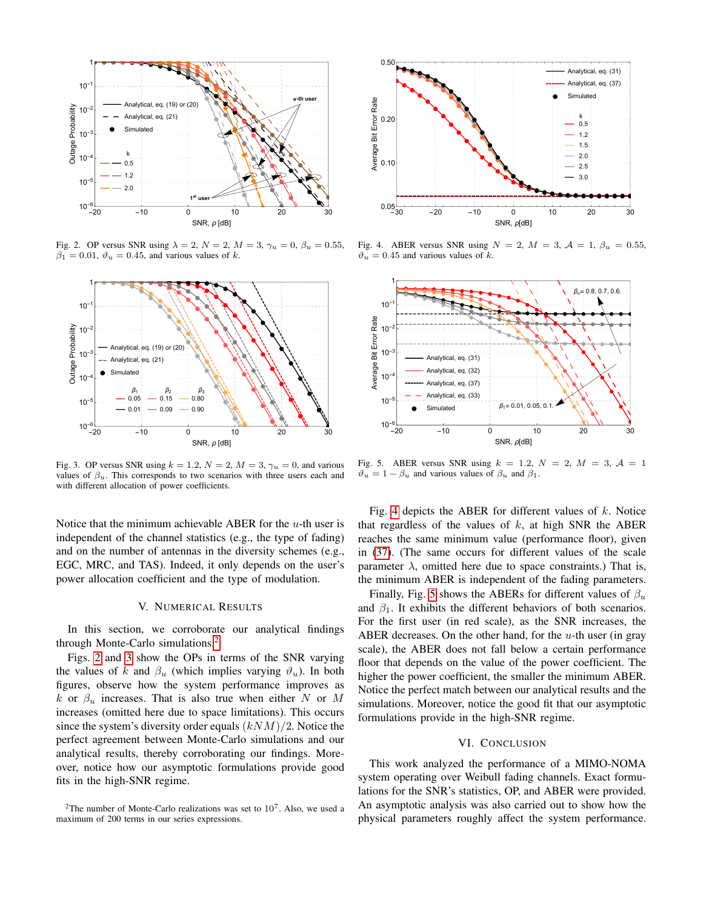Fig. 2. OP versus SNR using $\lambda = 2$, $N = 2$, $M = 3$, $\gamma_u = 0$, $\beta_u = 0.55$, $\beta_1 = 0.01$, $\vartheta_u = 0.45$, and various values of $k$.

Fig. 3. OP versus SNR using $k = 1.2$, $N = 2$, $M = 3$, $\gamma_u = 0$, and various values of $\beta_u$. This corresponds to two scenarios with three users each and with different allocation of power coefficients.

Fig. 4. ABER versus SNR using $N = 2$, $M = 3$, $\mathcal{A} = 1$, $\beta_u = 0.55$, $\vartheta_u = 0.45$ and various values of $k$.

Fig. 5. ABER versus SNR using $k = 1.2$, $N = 2$, $M = 3$, $\mathcal{A} = 1$ $\vartheta_u = 1 - \beta_u$ and various values of $\beta_u$ and $\beta_1$.

Notice that the minimum achievable ABER for the $u$-th user is independent of the channel statistics (e.g., the type of fading) and on the number of antennas in the diversity schemes (e.g., EGC, MRC, and TAS). Indeed, it only depends on the user's power allocation coefficient and the type of modulation.

## V. Numerical Results

In this section, we corroborate our analytical findings through Monte-Carlo simulations.[2]

Figs. 2 and 3 show the OPs in terms of the SNR varying the values of $k$ and $\beta_u$ (which implies varying $\vartheta_u$). In both figures, observe how the system performance improves as $k$ or $\beta_u$ increases. That is also true when either $N$ or $M$ increases (omitted here due to space limitations). This occurs since the system's diversity order equals $(kNM)/2$. Notice the perfect agreement between Monte-Carlo simulations and our analytical results, thereby corroborating our findings. Moreover, notice how our asymptotic formulations provide good fits in the high-SNR regime.

[2]The number of Monte-Carlo realizations was set to $10^7$. Also, we used a maximum of 200 terms in our series expressions.

Fig. 4 depicts the ABER for different values of $k$. Notice that regardless of the values of $k$, at high SNR the ABER reaches the same minimum value (performance floor), given in (37). (The same occurs for different values of the scale parameter $\lambda$, omitted here due to space constraints.) That is, the minimum ABER is independent of the fading parameters.

Finally, Fig. 5 shows the ABERs for different values of $\beta_u$ and $\beta_1$. It exhibits the different behaviors of both scenarios. For the first user (in red scale), as the SNR increases, the ABER decreases. On the other hand, for the $u$-th user (in gray scale), the ABER does not fall below a certain performance floor that depends on the value of the power coefficient. The higher the power coefficient, the smaller the minimum ABER. Notice the perfect match between our analytical results and the simulations. Moreover, notice the good fit that our asymptotic formulations provide in the high-SNR regime.

## VI. Conclusion

This work analyzed the performance of a MIMO-NOMA system operating over Weibull fading channels. Exact formulations for the SNR's statistics, OP, and ABER were provided. An asymptotic analysis was also carried out to show how the physical parameters roughly affect the system performance.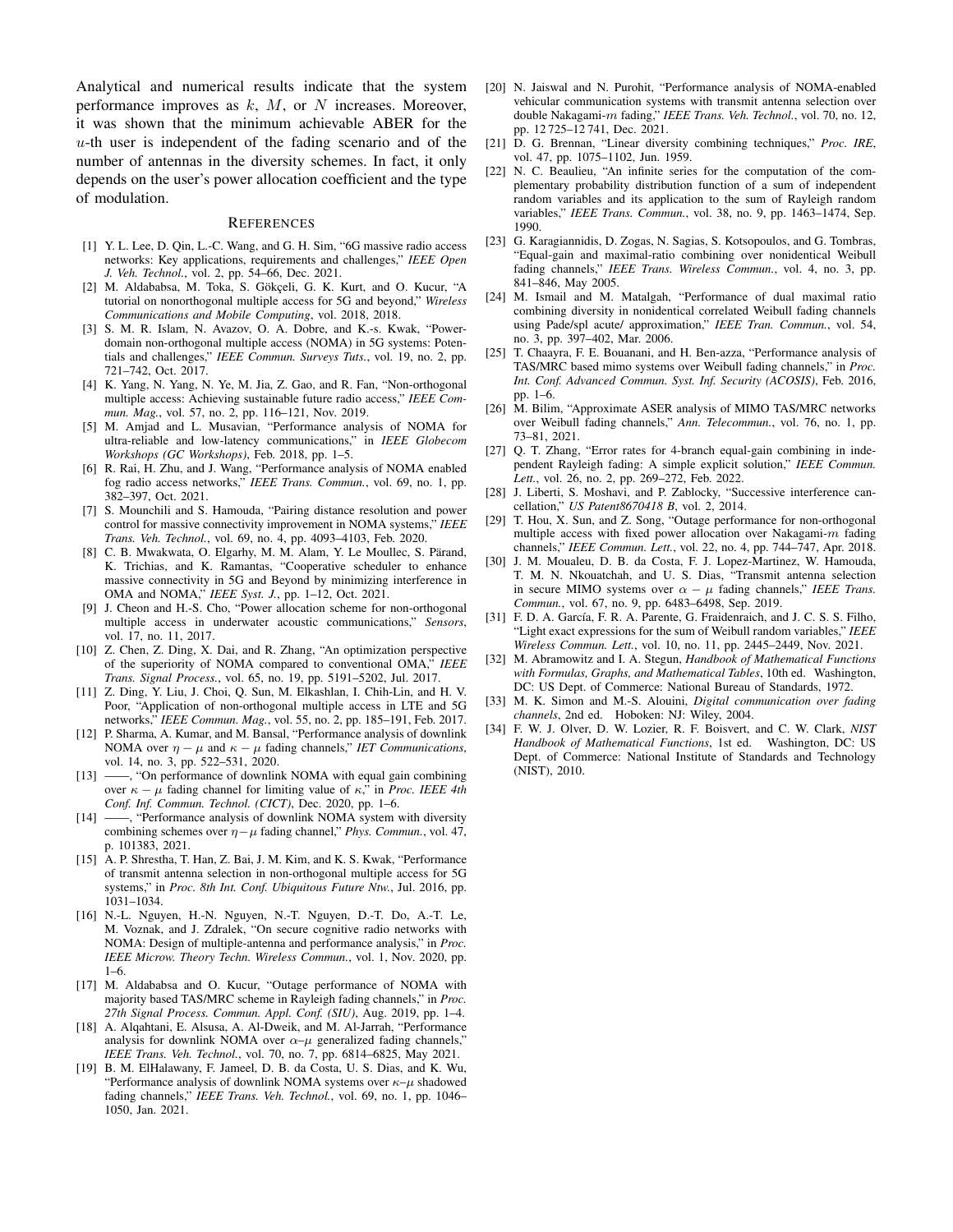Analytical and numerical results indicate that the system performance improves as $k$, $M$, or $N$ increases. Moreover, it was shown that the minimum achievable ABER for the $u$-th user is independent of the fading scenario and of the number of antennas in the diversity schemes. In fact, it only depends on the user's power allocation coefficient and the type of modulation.

## References

[1] Y. L. Lee, D. Qin, L.-C. Wang, and G. H. Sim, "6G massive radio access networks: Key applications, requirements and challenges," *IEEE Open J. Veh. Technol.*, vol. 2, pp. 54–66, Dec. 2021.

[2] M. Aldababsa, M. Toka, S. Gökçeli, G. K. Kurt, and O. Kucur, "A tutorial on nonorthogonal multiple access for 5G and beyond," *Wireless Communications and Mobile Computing*, vol. 2018, 2018.

[3] S. M. R. Islam, N. Avazov, O. A. Dobre, and K.-s. Kwak, "Power-domain non-orthogonal multiple access (NOMA) in 5G systems: Potentials and challenges," *IEEE Commun. Surveys Tuts.*, vol. 19, no. 2, pp. 721–742, Oct. 2017.

[4] K. Yang, N. Yang, N. Ye, M. Jia, Z. Gao, and R. Fan, "Non-orthogonal multiple access: Achieving sustainable future radio access," *IEEE Commun. Mag.*, vol. 57, no. 2, pp. 116–121, Nov. 2019.

[5] M. Amjad and L. Musavian, "Performance analysis of NOMA for ultra-reliable and low-latency communications," in *IEEE Globecom Workshops (GC Workshops)*, Feb. 2018, pp. 1–5.

[6] R. Rai, H. Zhu, and J. Wang, "Performance analysis of NOMA enabled fog radio access networks," *IEEE Trans. Commun.*, vol. 69, no. 1, pp. 382–397, Oct. 2021.

[7] S. Mounchili and S. Hamouda, "Pairing distance resolution and power control for massive connectivity improvement in NOMA systems," *IEEE Trans. Veh. Technol.*, vol. 69, no. 4, pp. 4093–4103, Feb. 2020.

[8] C. B. Mwakwata, O. Elgarhy, M. M. Alam, Y. Le Moullec, S. Pärand, K. Trichias, and K. Ramantas, "Cooperative scheduler to enhance massive connectivity in 5G and Beyond by minimizing interference in OMA and NOMA," *IEEE Syst. J.*, pp. 1–12, Oct. 2021.

[9] J. Cheon and H.-S. Cho, "Power allocation scheme for non-orthogonal multiple access in underwater acoustic communications," *Sensors*, vol. 17, no. 11, 2017.

[10] Z. Chen, Z. Ding, X. Dai, and R. Zhang, "An optimization perspective of the superiority of NOMA compared to conventional OMA," *IEEE Trans. Signal Process.*, vol. 65, no. 19, pp. 5191–5202, Jul. 2017.

[11] Z. Ding, Y. Liu, J. Choi, Q. Sun, M. Elkashlan, I. Chih-Lin, and H. V. Poor, "Application of non-orthogonal multiple access in LTE and 5G networks," *IEEE Commun. Mag.*, vol. 55, no. 2, pp. 185–191, Feb. 2017.

[12] P. Sharma, A. Kumar, and M. Bansal, "Performance analysis of downlink NOMA over $\eta-\mu$ and $\kappa-\mu$ fading channels," *IET Communications*, vol. 14, no. 3, pp. 522–531, 2020.

[13] ——, "On performance of downlink NOMA with equal gain combining over $\kappa-\mu$ fading channel for limiting value of $\kappa$," in *Proc. IEEE 4th Conf. Inf. Commun. Technol. (CICT)*, Dec. 2020, pp. 1–6.

[14] ——, "Performance analysis of downlink NOMA system with diversity combining schemes over $\eta-\mu$ fading channel," *Phys. Commun.*, vol. 47, p. 101383, 2021.

[15] A. P. Shrestha, T. Han, Z. Bai, J. M. Kim, and K. S. Kwak, "Performance of transmit antenna selection in non-orthogonal multiple access for 5G systems," in *Proc. 8th Int. Conf. Ubiquitous Future Ntw.*, Jul. 2016, pp. 1031–1034.

[16] N.-L. Nguyen, H.-N. Nguyen, N.-T. Nguyen, D.-T. Do, A.-T. Le, M. Voznak, and J. Zdralek, "On secure cognitive radio networks with NOMA: Design of multiple-antenna and performance analysis," in *Proc. IEEE Microw. Theory Techn. Wireless Commun.*, vol. 1, Nov. 2020, pp. 1–6.

[17] M. Aldababsa and O. Kucur, "Outage performance of NOMA with majority based TAS/MRC scheme in Rayleigh fading channels," in *Proc. 27th Signal Process. Commun. Appl. Conf. (SIU)*, Aug. 2019, pp. 1–4.

[18] A. Alqahtani, E. Alsusa, A. Al-Dweik, and M. Al-Jarrah, "Performance analysis for downlink NOMA over $\alpha$–$\mu$ generalized fading channels," *IEEE Trans. Veh. Technol.*, vol. 70, no. 7, pp. 6814–6825, May 2021.

[19] B. M. ElHalawany, F. Jameel, D. B. da Costa, U. S. Dias, and K. Wu, "Performance analysis of downlink NOMA systems over $\kappa$–$\mu$ shadowed fading channels," *IEEE Trans. Veh. Technol.*, vol. 69, no. 1, pp. 1046–1050, Jan. 2021.

[20] N. Jaiswal and N. Purohit, "Performance analysis of NOMA-enabled vehicular communication systems with transmit antenna selection over double Nakagami-$m$ fading," *IEEE Trans. Veh. Technol.*, vol. 70, no. 12, pp. 12 725–12 741, Dec. 2021.

[21] D. G. Brennan, "Linear diversity combining techniques," *Proc. IRE*, vol. 47, pp. 1075–1102, Jun. 1959.

[22] N. C. Beaulieu, "An infinite series for the computation of the complementary probability distribution function of a sum of independent random variables and its application to the sum of Rayleigh random variables," *IEEE Trans. Commun.*, vol. 38, no. 9, pp. 1463–1474, Sep. 1990.

[23] G. Karagiannidis, D. Zogas, N. Sagias, S. Kotsopoulos, and G. Tombras, "Equal-gain and maximal-ratio combining over nonidentical Weibull fading channels," *IEEE Trans. Wireless Commun.*, vol. 4, no. 3, pp. 841–846, May 2005.

[24] M. Ismail and M. Matalgah, "Performance of dual maximal ratio combining diversity in nonidentical correlated Weibull fading channels using Pade/spl acute/ approximation," *IEEE Tran. Commun.*, vol. 54, no. 3, pp. 397–402, Mar. 2006.

[25] T. Chaayra, F. E. Bouanani, and H. Ben-azza, "Performance analysis of TAS/MRC based mimo systems over Weibull fading channels," in *Proc. Int. Conf. Advanced Commun. Syst. Inf. Security (ACOSIS)*, Feb. 2016, pp. 1–6.

[26] M. Bilim, "Approximate ASER analysis of MIMO TAS/MRC networks over Weibull fading channels," *Ann. Telecommun.*, vol. 76, no. 1, pp. 73–81, 2021.

[27] Q. T. Zhang, "Error rates for 4-branch equal-gain combining in independent Rayleigh fading: A simple explicit solution," *IEEE Commun. Lett.*, vol. 26, no. 2, pp. 269–272, Feb. 2022.

[28] J. Liberti, S. Moshavi, and P. Zablocky, "Successive interference cancellation," *US Patent8670418 B*, vol. 2, 2014.

[29] T. Hou, X. Sun, and Z. Song, "Outage performance for non-orthogonal multiple access with fixed power allocation over Nakagami-$m$ fading channels," *IEEE Commun. Lett.*, vol. 22, no. 4, pp. 744–747, Apr. 2018.

[30] J. M. Moualeu, D. B. da Costa, F. J. Lopez-Martinez, W. Hamouda, T. M. N. Nkouatchah, and U. S. Dias, "Transmit antenna selection in secure MIMO systems over $\alpha-\mu$ fading channels," *IEEE Trans. Commun.*, vol. 67, no. 9, pp. 6483–6498, Sep. 2019.

[31] F. D. A. García, F. R. A. Parente, G. Fraidenraich, and J. C. S. S. Filho, "Light exact expressions for the sum of Weibull random variables," *IEEE Wireless Commun. Lett.*, vol. 10, no. 11, pp. 2445–2449, Nov. 2021.

[32] M. Abramowitz and I. A. Stegun, *Handbook of Mathematical Functions with Formulas, Graphs, and Mathematical Tables*, 10th ed. Washington, DC: US Dept. of Commerce: National Bureau of Standards, 1972.

[33] M. K. Simon and M.-S. Alouini, *Digital communication over fading channels*, 2nd ed. Hoboken: NJ: Wiley, 2004.

[34] F. W. J. Olver, D. W. Lozier, R. F. Boisvert, and C. W. Clark, *NIST Handbook of Mathematical Functions*, 1st ed. Washington, DC: US Dept. of Commerce: National Institute of Standards and Technology (NIST), 2010.